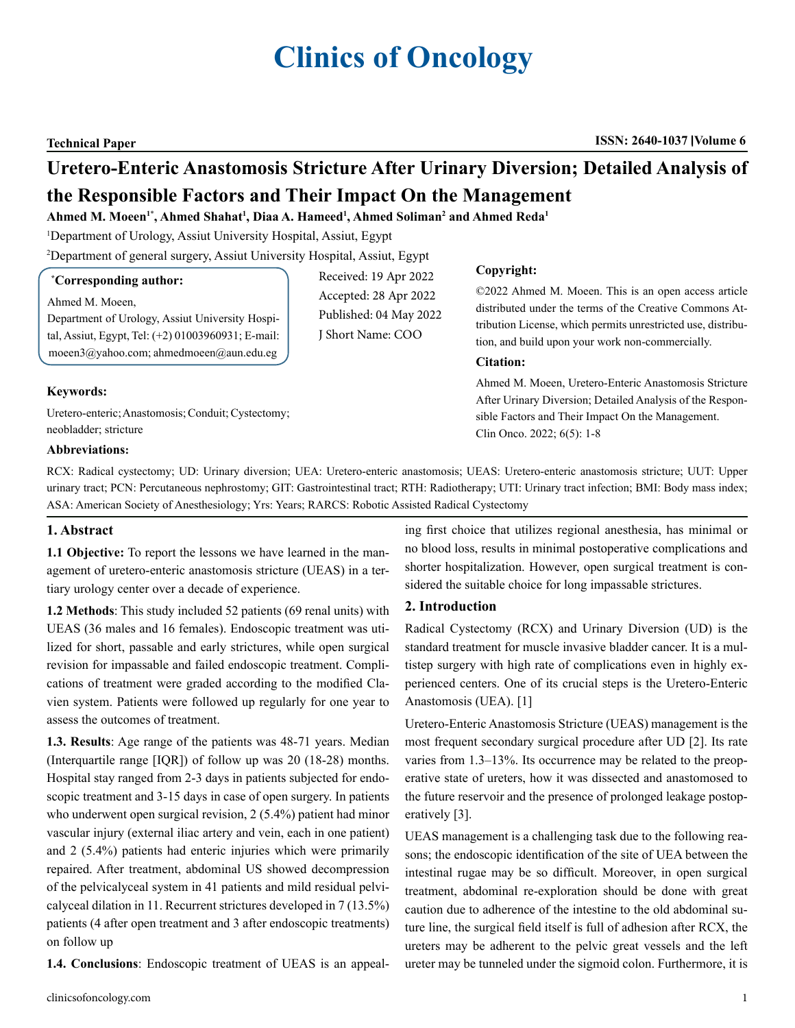# Clinics of Oncology

**Technical Paper** | **ISSN: 2640-1037 |Volume 6**

# Uretero-Enteric Anastomosis Stricture After Urinary Diversion; Detailed Analysis of the Responsible Factors and Their Impact On the Management

**Ahmed M. Moeen[1*], Ahmed Shahat[1], Diaa A. Hameed[1], Ahmed Soliman[2] and Ahmed Reda[1]**

[1]Department of Urology, Assiut University Hospital, Assiut, Egypt

[2]Department of general surgery, Assiut University Hospital, Assiut, Egypt

**[*]Corresponding author:**

Ahmed M. Moeen,
Department of Urology, Assiut University Hospital, Assiut, Egypt, Tel: (+2) 01003960931; E-mail: moeen3@yahoo.com; ahmedmoeen@aun.edu.eg

Received: 19 Apr 2022
Accepted: 28 Apr 2022
Published: 04 May 2022
J Short Name: COO

**Copyright:**

©2022 Ahmed M. Moeen. This is an open access article distributed under the terms of the Creative Commons Attribution License, which permits unrestricted use, distribution, and build upon your work non-commercially.

**Citation:**

Ahmed M. Moeen, Uretero-Enteric Anastomosis Stricture After Urinary Diversion; Detailed Analysis of the Responsible Factors and Their Impact On the Management. Clin Onco. 2022; 6(5): 1-8

**Keywords:**

Uretero-enteric; Anastomosis; Conduit; Cystectomy; neobladder; stricture

**Abbreviations:**

RCX: Radical cystectomy; UD: Urinary diversion; UEA: Uretero-enteric anastomosis; UEAS: Uretero-enteric anastomosis stricture; UUT: Upper urinary tract; PCN: Percutaneous nephrostomy; GIT: Gastrointestinal tract; RTH: Radiotherapy; UTI: Urinary tract infection; BMI: Body mass index; ASA: American Society of Anesthesiology; Yrs: Years; RARCS: Robotic Assisted Radical Cystectomy

## 1. Abstract

**1.1 Objective:** To report the lessons we have learned in the management of uretero-enteric anastomosis stricture (UEAS) in a tertiary urology center over a decade of experience.

**1.2 Methods**: This study included 52 patients (69 renal units) with UEAS (36 males and 16 females). Endoscopic treatment was utilized for short, passable and early strictures, while open surgical revision for impassable and failed endoscopic treatment. Complications of treatment were graded according to the modified Clavien system. Patients were followed up regularly for one year to assess the outcomes of treatment.

**1.3. Results**: Age range of the patients was 48-71 years. Median (Interquartile range [IQR]) of follow up was 20 (18-28) months. Hospital stay ranged from 2-3 days in patients subjected for endoscopic treatment and 3-15 days in case of open surgery. In patients who underwent open surgical revision, 2 (5.4%) patient had minor vascular injury (external iliac artery and vein, each in one patient) and 2 (5.4%) patients had enteric injuries which were primarily repaired. After treatment, abdominal US showed decompression of the pelvicalyceal system in 41 patients and mild residual pelvicalyceal dilation in 11. Recurrent strictures developed in 7 (13.5%) patients (4 after open treatment and 3 after endoscopic treatments) on follow up

**1.4. Conclusions**: Endoscopic treatment of UEAS is an appealing first choice that utilizes regional anesthesia, has minimal or no blood loss, results in minimal postoperative complications and shorter hospitalization. However, open surgical treatment is considered the suitable choice for long impassable strictures.

## 2. Introduction

Radical Cystectomy (RCX) and Urinary Diversion (UD) is the standard treatment for muscle invasive bladder cancer. It is a multistep surgery with high rate of complications even in highly experienced centers. One of its crucial steps is the Uretero-Enteric Anastomosis (UEA). [1]

Uretero-Enteric Anastomosis Stricture (UEAS) management is the most frequent secondary surgical procedure after UD [2]. Its rate varies from 1.3–13%. Its occurrence may be related to the preoperative state of ureters, how it was dissected and anastomosed to the future reservoir and the presence of prolonged leakage postoperatively [3].

UEAS management is a challenging task due to the following reasons; the endoscopic identification of the site of UEA between the intestinal rugae may be so difficult. Moreover, in open surgical treatment, abdominal re-exploration should be done with great caution due to adherence of the intestine to the old abdominal suture line, the surgical field itself is full of adhesion after RCX, the ureters may be adherent to the pelvic great vessels and the left ureter may be tunneled under the sigmoid colon. Furthermore, it is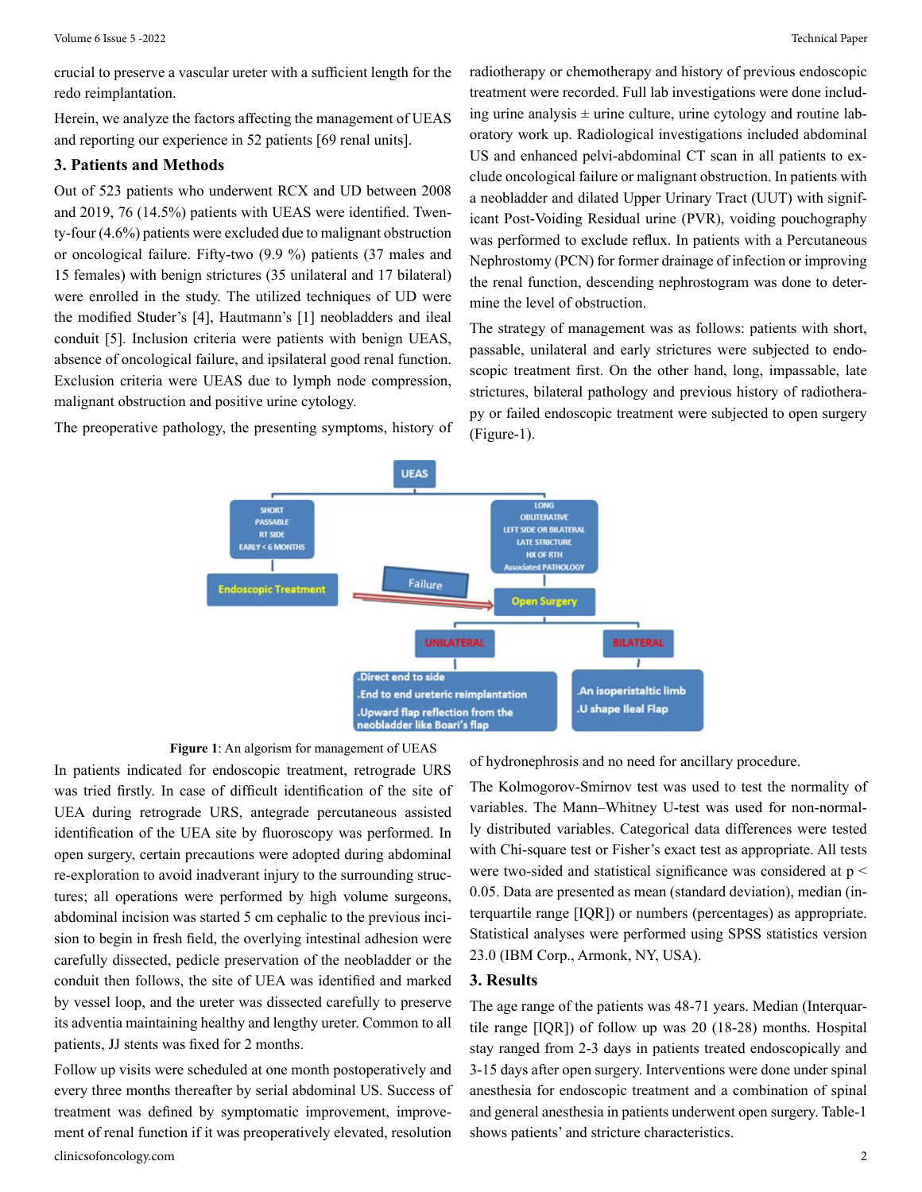crucial to preserve a vascular ureter with a sufficient length for the redo reimplantation.

Herein, we analyze the factors affecting the management of UEAS and reporting our experience in 52 patients [69 renal units].

## 3. Patients and Methods

Out of 523 patients who underwent RCX and UD between 2008 and 2019, 76 (14.5%) patients with UEAS were identified. Twenty-four (4.6%) patients were excluded due to malignant obstruction or oncological failure. Fifty-two (9.9 %) patients (37 males and 15 females) with benign strictures (35 unilateral and 17 bilateral) were enrolled in the study. The utilized techniques of UD were the modified Studer's [4], Hautmann's [1] neobladders and ileal conduit [5]. Inclusion criteria were patients with benign UEAS, absence of oncological failure, and ipsilateral good renal function. Exclusion criteria were UEAS due to lymph node compression, malignant obstruction and positive urine cytology.

The preoperative pathology, the presenting symptoms, history of radiotherapy or chemotherapy and history of previous endoscopic treatment were recorded. Full lab investigations were done including urine analysis ± urine culture, urine cytology and routine laboratory work up. Radiological investigations included abdominal US and enhanced pelvi-abdominal CT scan in all patients to exclude oncological failure or malignant obstruction. In patients with a neobladder and dilated Upper Urinary Tract (UUT) with significant Post-Voiding Residual urine (PVR), voiding pouchography was performed to exclude reflux. In patients with a Percutaneous Nephrostomy (PCN) for former drainage of infection or improving the renal function, descending nephrostogram was done to determine the level of obstruction.

The strategy of management was as follows: patients with short, passable, unilateral and early strictures were subjected to endoscopic treatment first. On the other hand, long, impassable, late strictures, bilateral pathology and previous history of radiotherapy or failed endoscopic treatment were subjected to open surgery (Figure-1).

UEAS
- SHORT / PASSABLE / RT SIDE / EARLY < 6 MONTHS → Endoscopic Treatment
- LONG / OBLITERATIVE / LEFT SIDE OR BILATERAL / LATE STRICTURE / HX OF RTH / Associated PATHOLOGY → Open Surgery
- Endoscopic Treatment → Failure → Open Surgery
- Open Surgery → UNILATERAL: .Direct end to side .End to end ureteric reimplantation .Upward flap reflection from the neobladder like Boari's flap
- Open Surgery → BILATERAL: .An isoperistaltic limb .U shape Ileal Flap

**Figure 1**: An algorism for management of UEAS

In patients indicated for endoscopic treatment, retrograde URS was tried firstly. In case of difficult identification of the site of UEA during retrograde URS, antegrade percutaneous assisted identification of the UEA site by fluoroscopy was performed. In open surgery, certain precautions were adopted during abdominal re-exploration to avoid inadverant injury to the surrounding structures; all operations were performed by high volume surgeons, abdominal incision was started 5 cm cephalic to the previous incision to begin in fresh field, the overlying intestinal adhesion were carefully dissected, pedicle preservation of the neobladder or the conduit then follows, the site of UEA was identified and marked by vessel loop, and the ureter was dissected carefully to preserve its adventia maintaining healthy and lengthy ureter. Common to all patients, JJ stents was fixed for 2 months.

Follow up visits were scheduled at one month postoperatively and every three months thereafter by serial abdominal US. Success of treatment was defined by symptomatic improvement, improvement of renal function if it was preoperatively elevated, resolution of hydronephrosis and no need for ancillary procedure.

The Kolmogorov-Smirnov test was used to test the normality of variables. The Mann–Whitney U-test was used for non-normally distributed variables. Categorical data differences were tested with Chi-square test or Fisher's exact test as appropriate. All tests were two-sided and statistical significance was considered at $p < 0.05$. Data are presented as mean (standard deviation), median (interquartile range [IQR]) or numbers (percentages) as appropriate. Statistical analyses were performed using SPSS statistics version 23.0 (IBM Corp., Armonk, NY, USA).

## 3. Results

The age range of the patients was 48-71 years. Median (Interquartile range [IQR]) of follow up was 20 (18-28) months. Hospital stay ranged from 2-3 days in patients treated endoscopically and 3-15 days after open surgery. Interventions were done under spinal anesthesia for endoscopic treatment and a combination of spinal and general anesthesia in patients underwent open surgery. Table-1 shows patients' and stricture characteristics.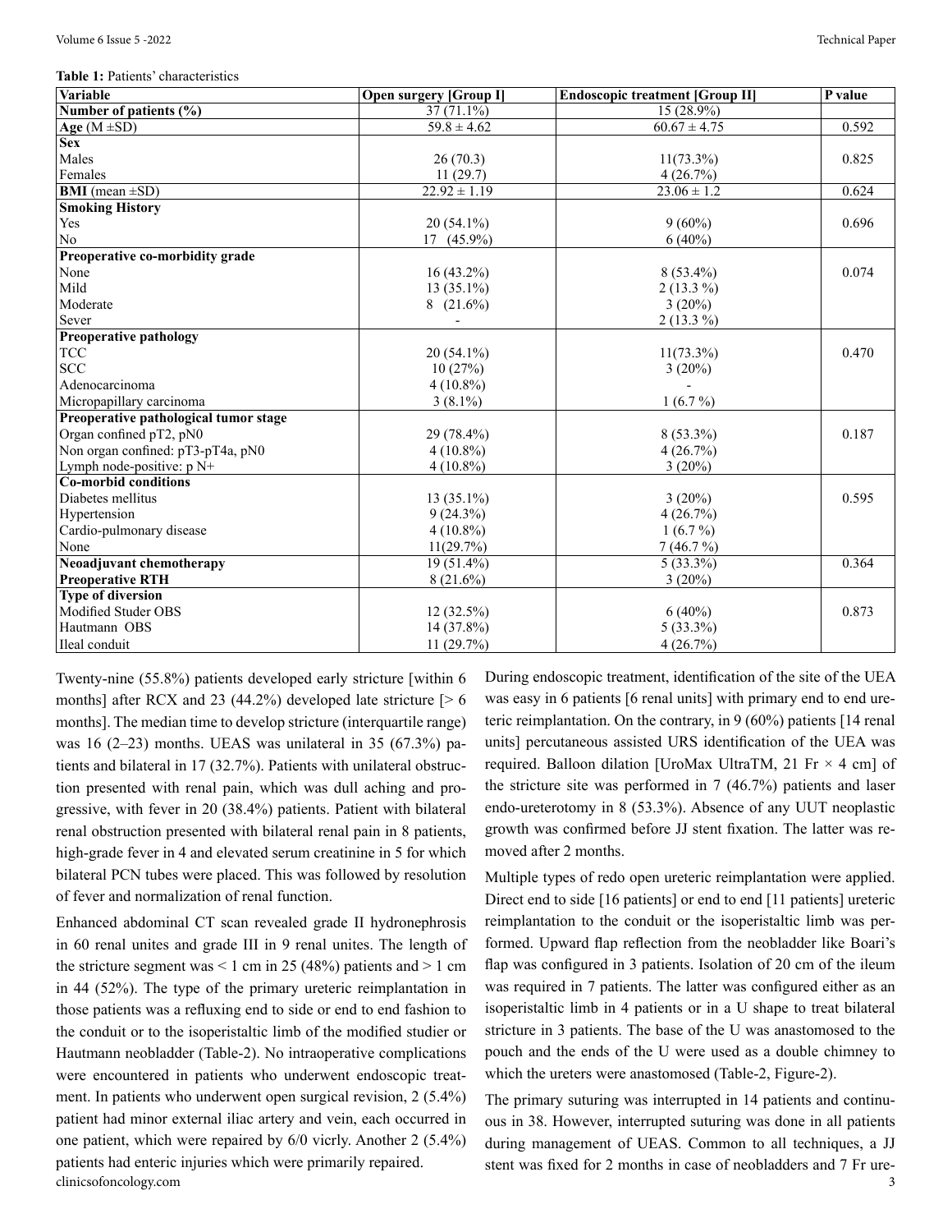**Table 1:** Patients' characteristics

| Variable | Open surgery [Group I] | Endoscopic treatment [Group II] | P value |
|---|---|---|---|
| **Number of patients (%)** | 37 (71.1%) | 15 (28.9%) | |
| **Age** (M ±SD) | 59.8 ± 4.62 | 60.67 ± 4.75 | 0.592 |
| **Sex** | | | |
| Males | 26 (70.3) | 11(73.3%) | 0.825 |
| Females | 11 (29.7) | 4 (26.7%) | |
| **BMI** (mean ±SD) | 22.92 ± 1.19 | 23.06 ± 1.2 | 0.624 |
| **Smoking History** | | | |
| Yes | 20 (54.1%) | 9 (60%) | 0.696 |
| No | 17 (45.9%) | 6 (40%) | |
| **Preoperative co-morbidity grade** | | | |
| None | 16 (43.2%) | 8 (53.4%) | 0.074 |
| Mild | 13 (35.1%) | 2 (13.3 %) | |
| Moderate | 8 (21.6%) | 3 (20%) | |
| Sever | - | 2 (13.3 %) | |
| **Preoperative pathology** | | | |
| TCC | 20 (54.1%) | 11(73.3%) | 0.470 |
| SCC | 10 (27%) | 3 (20%) | |
| Adenocarcinoma | 4 (10.8%) | - | |
| Micropapillary carcinoma | 3 (8.1%) | 1 (6.7 %) | |
| **Preoperative pathological tumor stage** | | | |
| Organ confined pT2, pN0 | 29 (78.4%) | 8 (53.3%) | 0.187 |
| Non organ confined: pT3-pT4a, pN0 | 4 (10.8%) | 4 (26.7%) | |
| Lymph node-positive: p N+ | 4 (10.8%) | 3 (20%) | |
| **Co-morbid conditions** | | | |
| Diabetes mellitus | 13 (35.1%) | 3 (20%) | 0.595 |
| Hypertension | 9 (24.3%) | 4 (26.7%) | |
| Cardio-pulmonary disease | 4 (10.8%) | 1 (6.7 %) | |
| None | 11(29.7%) | 7 (46.7 %) | |
| **Neoadjuvant chemotherapy** | 19 (51.4%) | 5 (33.3%) | 0.364 |
| **Preoperative RTH** | 8 (21.6%) | 3 (20%) | |
| **Type of diversion** | | | |
| Modified Studer OBS | 12 (32.5%) | 6 (40%) | 0.873 |
| Hautmann OBS | 14 (37.8%) | 5 (33.3%) | |
| Ileal conduit | 11 (29.7%) | 4 (26.7%) | |

Twenty-nine (55.8%) patients developed early stricture [within 6 months] after RCX and 23 (44.2%) developed late stricture [> 6 months]. The median time to develop stricture (interquartile range) was 16 (2–23) months. UEAS was unilateral in 35 (67.3%) patients and bilateral in 17 (32.7%). Patients with unilateral obstruction presented with renal pain, which was dull aching and progressive, with fever in 20 (38.4%) patients. Patient with bilateral renal obstruction presented with bilateral renal pain in 8 patients, high-grade fever in 4 and elevated serum creatinine in 5 for which bilateral PCN tubes were placed. This was followed by resolution of fever and normalization of renal function.

Enhanced abdominal CT scan revealed grade II hydronephrosis in 60 renal unites and grade III in 9 renal unites. The length of the stricture segment was < 1 cm in 25 (48%) patients and > 1 cm in 44 (52%). The type of the primary ureteric reimplantation in those patients was a refluxing end to side or end to end fashion to the conduit or to the isoperistaltic limb of the modified studier or Hautmann neobladder (Table-2). No intraoperative complications were encountered in patients who underwent endoscopic treatment. In patients who underwent open surgical revision, 2 (5.4%) patient had minor external iliac artery and vein, each occurred in one patient, which were repaired by 6/0 vicrly. Another 2 (5.4%) patients had enteric injuries which were primarily repaired.

During endoscopic treatment, identification of the site of the UEA was easy in 6 patients [6 renal units] with primary end to end ureteric reimplantation. On the contrary, in 9 (60%) patients [14 renal units] percutaneous assisted URS identification of the UEA was required. Balloon dilation [UroMax UltraTM, 21 Fr × 4 cm] of the stricture site was performed in 7 (46.7%) patients and laser endo-ureterotomy in 8 (53.3%). Absence of any UUT neoplastic growth was confirmed before JJ stent fixation. The latter was removed after 2 months.

Multiple types of redo open ureteric reimplantation were applied. Direct end to side [16 patients] or end to end [11 patients] ureteric reimplantation to the conduit or the isoperistaltic limb was performed. Upward flap reflection from the neobladder like Boari's flap was configured in 3 patients. Isolation of 20 cm of the ileum was required in 7 patients. The latter was configured either as an isoperistaltic limb in 4 patients or in a U shape to treat bilateral stricture in 3 patients. The base of the U was anastomosed to the pouch and the ends of the U were used as a double chimney to which the ureters were anastomosed (Table-2, Figure-2).

The primary suturing was interrupted in 14 patients and continuous in 38. However, interrupted suturing was done in all patients during management of UEAS. Common to all techniques, a JJ stent was fixed for 2 months in case of neobladders and 7 Fr ure-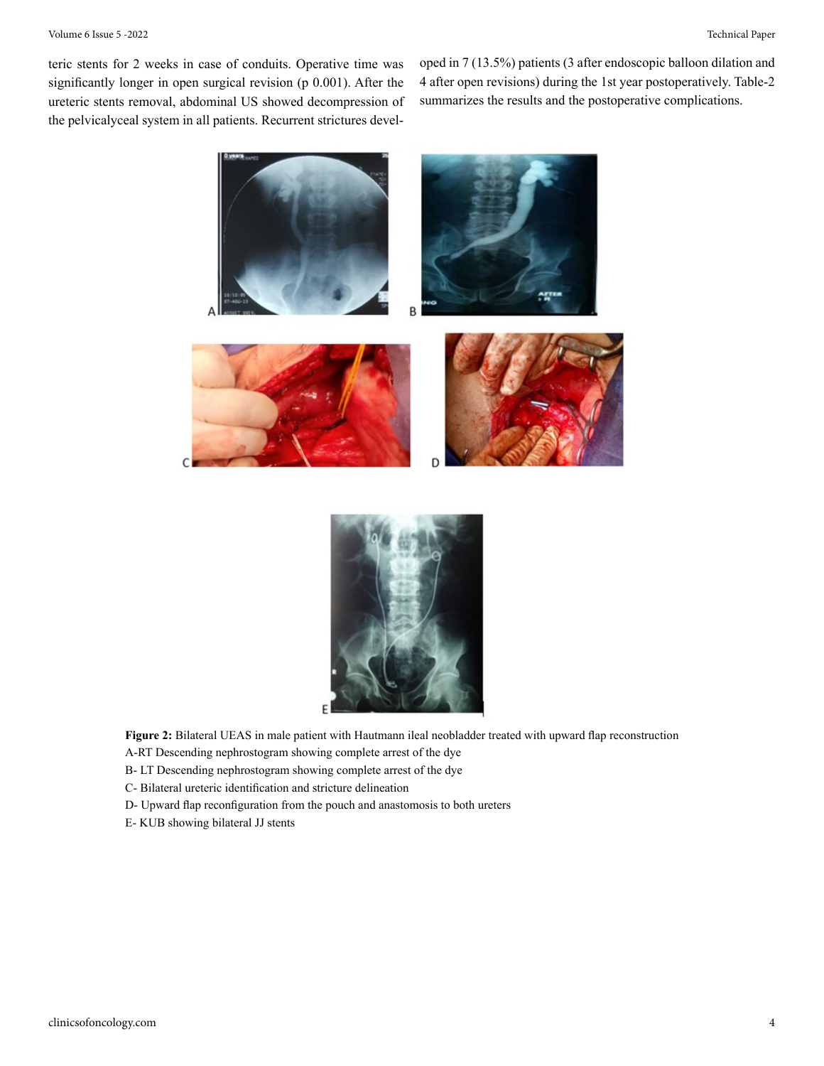teric stents for 2 weeks in case of conduits. Operative time was significantly longer in open surgical revision (p 0.001). After the ureteric stents removal, abdominal US showed decompression of the pelvicalyceal system in all patients. Recurrent strictures developed in 7 (13.5%) patients (3 after endoscopic balloon dilation and 4 after open revisions) during the 1st year postoperatively. Table-2 summarizes the results and the postoperative complications.

**Figure 2:** Bilateral UEAS in male patient with Hautmann ileal neobladder treated with upward flap reconstruction
A-RT Descending nephrostogram showing complete arrest of the dye
B- LT Descending nephrostogram showing complete arrest of the dye
C- Bilateral ureteric identification and stricture delineation
D- Upward flap reconfiguration from the pouch and anastomosis to both ureters
E- KUB showing bilateral JJ stents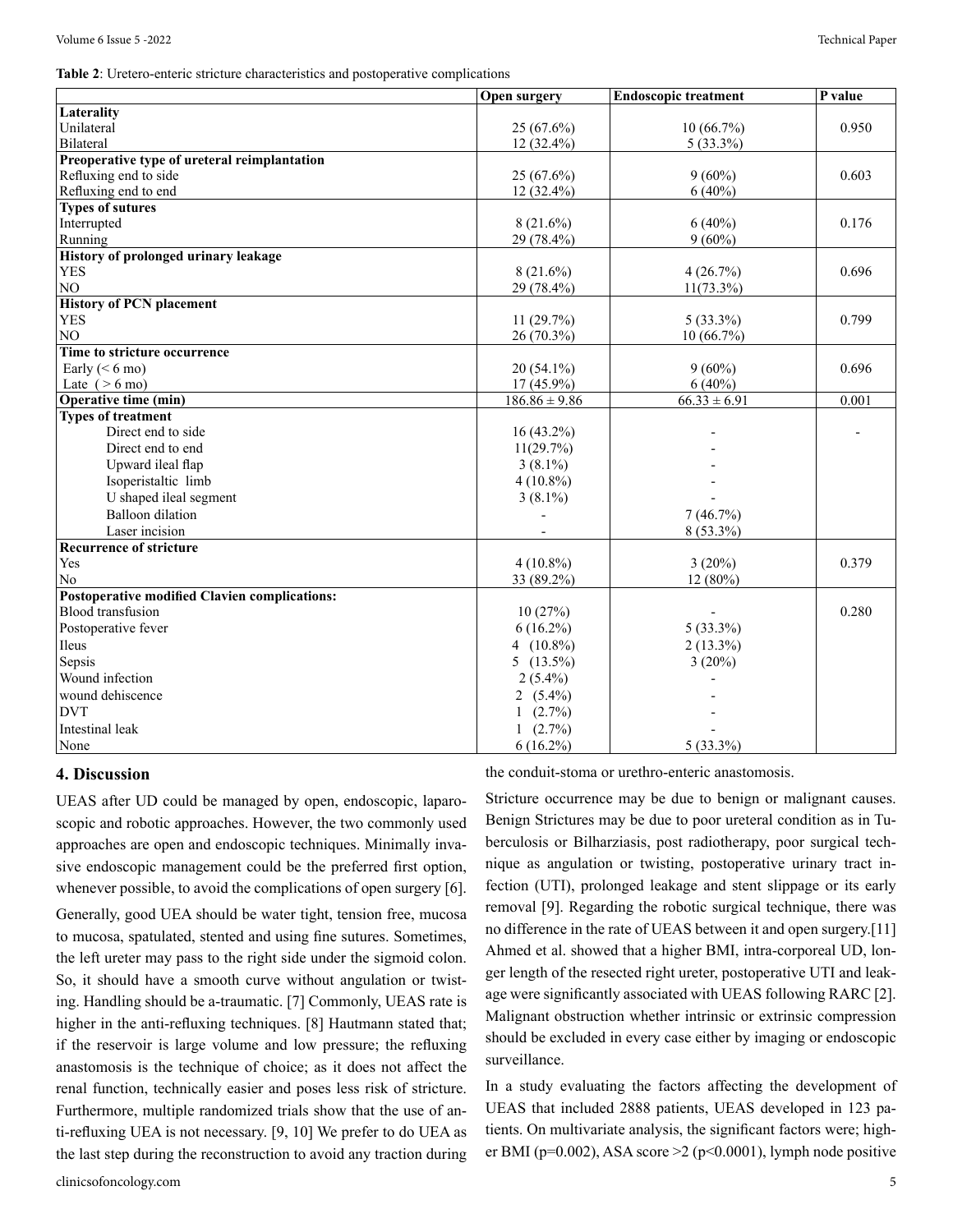**Table 2**: Uretero-enteric stricture characteristics and postoperative complications

| | Open surgery | Endoscopic treatment | P value |
|---|---|---|---|
| **Laterality** | | | |
| Unilateral | 25 (67.6%) | 10 (66.7%) | 0.950 |
| Bilateral | 12 (32.4%) | 5 (33.3%) | |
| **Preoperative type of ureteral reimplantation** | | | |
| Refluxing end to side | 25 (67.6%) | 9 (60%) | 0.603 |
| Refluxing end to end | 12 (32.4%) | 6 (40%) | |
| **Types of sutures** | | | |
| Interrupted | 8 (21.6%) | 6 (40%) | 0.176 |
| Running | 29 (78.4%) | 9 (60%) | |
| **History of prolonged urinary leakage** | | | |
| YES | 8 (21.6%) | 4 (26.7%) | 0.696 |
| NO | 29 (78.4%) | 11(73.3%) | |
| **History of PCN placement** | | | |
| YES | 11 (29.7%) | 5 (33.3%) | 0.799 |
| NO | 26 (70.3%) | 10 (66.7%) | |
| **Time to stricture occurrence** | | | |
| Early (< 6 mo) | 20 (54.1%) | 9 (60%) | 0.696 |
| Late ( > 6 mo) | 17 (45.9%) | 6 (40%) | |
| **Operative time (min)** | 186.86 ± 9.86 | 66.33 ± 6.91 | 0.001 |
| **Types of treatment** | | | |
| Direct end to side | 16 (43.2%) | - | - |
| Direct end to end | 11(29.7%) | - | |
| Upward ileal flap | 3 (8.1%) | - | |
| Isoperistaltic limb | 4 (10.8%) | - | |
| U shaped ileal segment | 3 (8.1%) | - | |
| Balloon dilation | - | 7 (46.7%) | |
| Laser incision | - | 8 (53.3%) | |
| **Recurrence of stricture** | | | |
| Yes | 4 (10.8%) | 3 (20%) | 0.379 |
| No | 33 (89.2%) | 12 (80%) | |
| **Postoperative modified Clavien complications:** | | | |
| Blood transfusion | 10 (27%) | - | 0.280 |
| Postoperative fever | 6 (16.2%) | 5 (33.3%) | |
| Ileus | 4 (10.8%) | 2 (13.3%) | |
| Sepsis | 5 (13.5%) | 3 (20%) | |
| Wound infection | 2 (5.4%) | - | |
| wound dehiscence | 2 (5.4%) | - | |
| DVT | 1 (2.7%) | - | |
| Intestinal leak | 1 (2.7%) | - | |
| None | 6 (16.2%) | 5 (33.3%) | |

## 4. Discussion

UEAS after UD could be managed by open, endoscopic, laparoscopic and robotic approaches. However, the two commonly used approaches are open and endoscopic techniques. Minimally invasive endoscopic management could be the preferred first option, whenever possible, to avoid the complications of open surgery [6].

Generally, good UEA should be water tight, tension free, mucosa to mucosa, spatulated, stented and using fine sutures. Sometimes, the left ureter may pass to the right side under the sigmoid colon. So, it should have a smooth curve without angulation or twisting. Handling should be a-traumatic. [7] Commonly, UEAS rate is higher in the anti-refluxing techniques. [8] Hautmann stated that; if the reservoir is large volume and low pressure; the refluxing anastomosis is the technique of choice; as it does not affect the renal function, technically easier and poses less risk of stricture. Furthermore, multiple randomized trials show that the use of anti-refluxing UEA is not necessary. [9, 10] We prefer to do UEA as the last step during the reconstruction to avoid any traction during the conduit-stoma or urethro-enteric anastomosis.

Stricture occurrence may be due to benign or malignant causes. Benign Strictures may be due to poor ureteral condition as in Tuberculosis or Bilharziasis, post radiotherapy, poor surgical technique as angulation or twisting, postoperative urinary tract infection (UTI), prolonged leakage and stent slippage or its early removal [9]. Regarding the robotic surgical technique, there was no difference in the rate of UEAS between it and open surgery.[11] Ahmed et al. showed that a higher BMI, intra-corporeal UD, longer length of the resected right ureter, postoperative UTI and leakage were significantly associated with UEAS following RARC [2]. Malignant obstruction whether intrinsic or extrinsic compression should be excluded in every case either by imaging or endoscopic surveillance.

In a study evaluating the factors affecting the development of UEAS that included 2888 patients, UEAS developed in 123 patients. On multivariate analysis, the significant factors were; higher BMI ($p=0.002$), ASA score >2 ($p<0.0001$), lymph node positive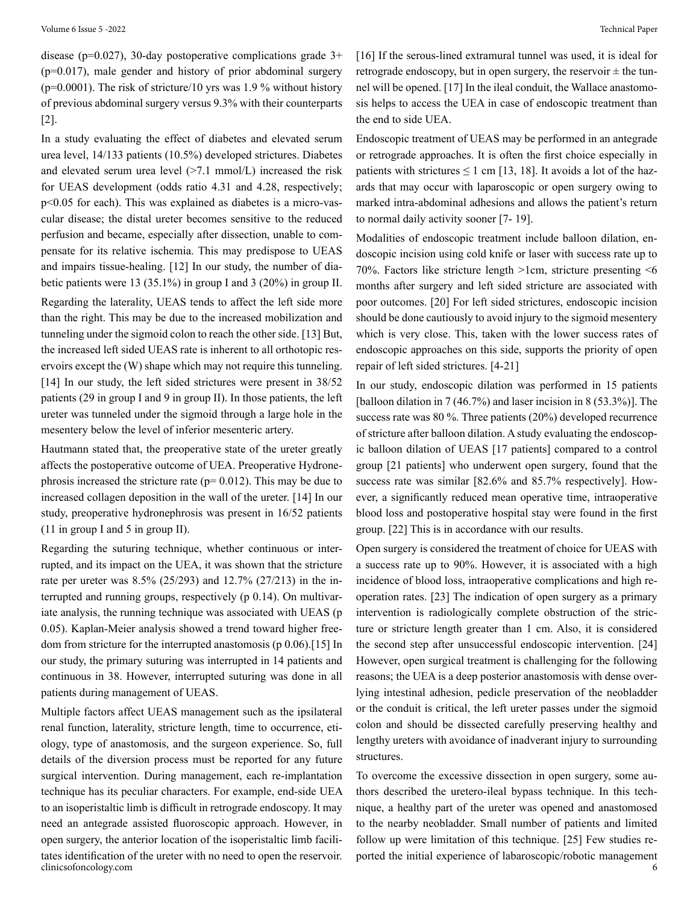disease (p=0.027), 30-day postoperative complications grade 3+ (p=0.017), male gender and history of prior abdominal surgery (p=0.0001). The risk of stricture/10 yrs was 1.9 % without history of previous abdominal surgery versus 9.3% with their counterparts [2].

In a study evaluating the effect of diabetes and elevated serum urea level, 14/133 patients (10.5%) developed strictures. Diabetes and elevated serum urea level (>7.1 mmol/L) increased the risk for UEAS development (odds ratio 4.31 and 4.28, respectively; p<0.05 for each). This was explained as diabetes is a micro-vascular disease; the distal ureter becomes sensitive to the reduced perfusion and became, especially after dissection, unable to compensate for its relative ischemia. This may predispose to UEAS and impairs tissue-healing. [12] In our study, the number of diabetic patients were 13 (35.1%) in group I and 3 (20%) in group II.

Regarding the laterality, UEAS tends to affect the left side more than the right. This may be due to the increased mobilization and tunneling under the sigmoid colon to reach the other side. [13] But, the increased left sided UEAS rate is inherent to all orthotopic reservoirs except the (W) shape which may not require this tunneling. [14] In our study, the left sided strictures were present in 38/52 patients (29 in group I and 9 in group II). In those patients, the left ureter was tunneled under the sigmoid through a large hole in the mesentery below the level of inferior mesenteric artery.

Hautmann stated that, the preoperative state of the ureter greatly affects the postoperative outcome of UEA. Preoperative Hydronephrosis increased the stricture rate (p= 0.012). This may be due to increased collagen deposition in the wall of the ureter. [14] In our study, preoperative hydronephrosis was present in 16/52 patients (11 in group I and 5 in group II).

Regarding the suturing technique, whether continuous or interrupted, and its impact on the UEA, it was shown that the stricture rate per ureter was 8.5% (25/293) and 12.7% (27/213) in the interrupted and running groups, respectively (p 0.14). On multivariate analysis, the running technique was associated with UEAS (p 0.05). Kaplan-Meier analysis showed a trend toward higher freedom from stricture for the interrupted anastomosis (p 0.06).[15] In our study, the primary suturing was interrupted in 14 patients and continuous in 38. However, interrupted suturing was done in all patients during management of UEAS.

Multiple factors affect UEAS management such as the ipsilateral renal function, laterality, stricture length, time to occurrence, etiology, type of anastomosis, and the surgeon experience. So, full details of the diversion process must be reported for any future surgical intervention. During management, each re-implantation technique has its peculiar characters. For example, end-side UEA to an isoperistaltic limb is difficult in retrograde endoscopy. It may need an antegrade assisted fluoroscopic approach. However, in open surgery, the anterior location of the isoperistaltic limb facilitates identification of the ureter with no need to open the reservoir. [16] If the serous-lined extramural tunnel was used, it is ideal for retrograde endoscopy, but in open surgery, the reservoir ± the tunnel will be opened. [17] In the ileal conduit, the Wallace anastomosis helps to access the UEA in case of endoscopic treatment than the end to side UEA.

Endoscopic treatment of UEAS may be performed in an antegrade or retrograde approaches. It is often the first choice especially in patients with strictures ≤ 1 cm [13, 18]. It avoids a lot of the hazards that may occur with laparoscopic or open surgery owing to marked intra-abdominal adhesions and allows the patient's return to normal daily activity sooner [7- 19].

Modalities of endoscopic treatment include balloon dilation, endoscopic incision using cold knife or laser with success rate up to 70%. Factors like stricture length >1cm, stricture presenting <6 months after surgery and left sided stricture are associated with poor outcomes. [20] For left sided strictures, endoscopic incision should be done cautiously to avoid injury to the sigmoid mesentery which is very close. This, taken with the lower success rates of endoscopic approaches on this side, supports the priority of open repair of left sided strictures. [4-21]

In our study, endoscopic dilation was performed in 15 patients [balloon dilation in 7 (46.7%) and laser incision in 8 (53.3%)]. The success rate was 80 %. Three patients (20%) developed recurrence of stricture after balloon dilation. A study evaluating the endoscopic balloon dilation of UEAS [17 patients] compared to a control group [21 patients] who underwent open surgery, found that the success rate was similar [82.6% and 85.7% respectively]. However, a significantly reduced mean operative time, intraoperative blood loss and postoperative hospital stay were found in the first group. [22] This is in accordance with our results.

Open surgery is considered the treatment of choice for UEAS with a success rate up to 90%. However, it is associated with a high incidence of blood loss, intraoperative complications and high reoperation rates. [23] The indication of open surgery as a primary intervention is radiologically complete obstruction of the stricture or stricture length greater than 1 cm. Also, it is considered the second step after unsuccessful endoscopic intervention. [24] However, open surgical treatment is challenging for the following reasons; the UEA is a deep posterior anastomosis with dense overlying intestinal adhesion, pedicle preservation of the neobladder or the conduit is critical, the left ureter passes under the sigmoid colon and should be dissected carefully preserving healthy and lengthy ureters with avoidance of inadverant injury to surrounding structures.

To overcome the excessive dissection in open surgery, some authors described the uretero-ileal bypass technique. In this technique, a healthy part of the ureter was opened and anastomosed to the nearby neobladder. Small number of patients and limited follow up were limitation of this technique. [25] Few studies reported the initial experience of labaroscopic/robotic management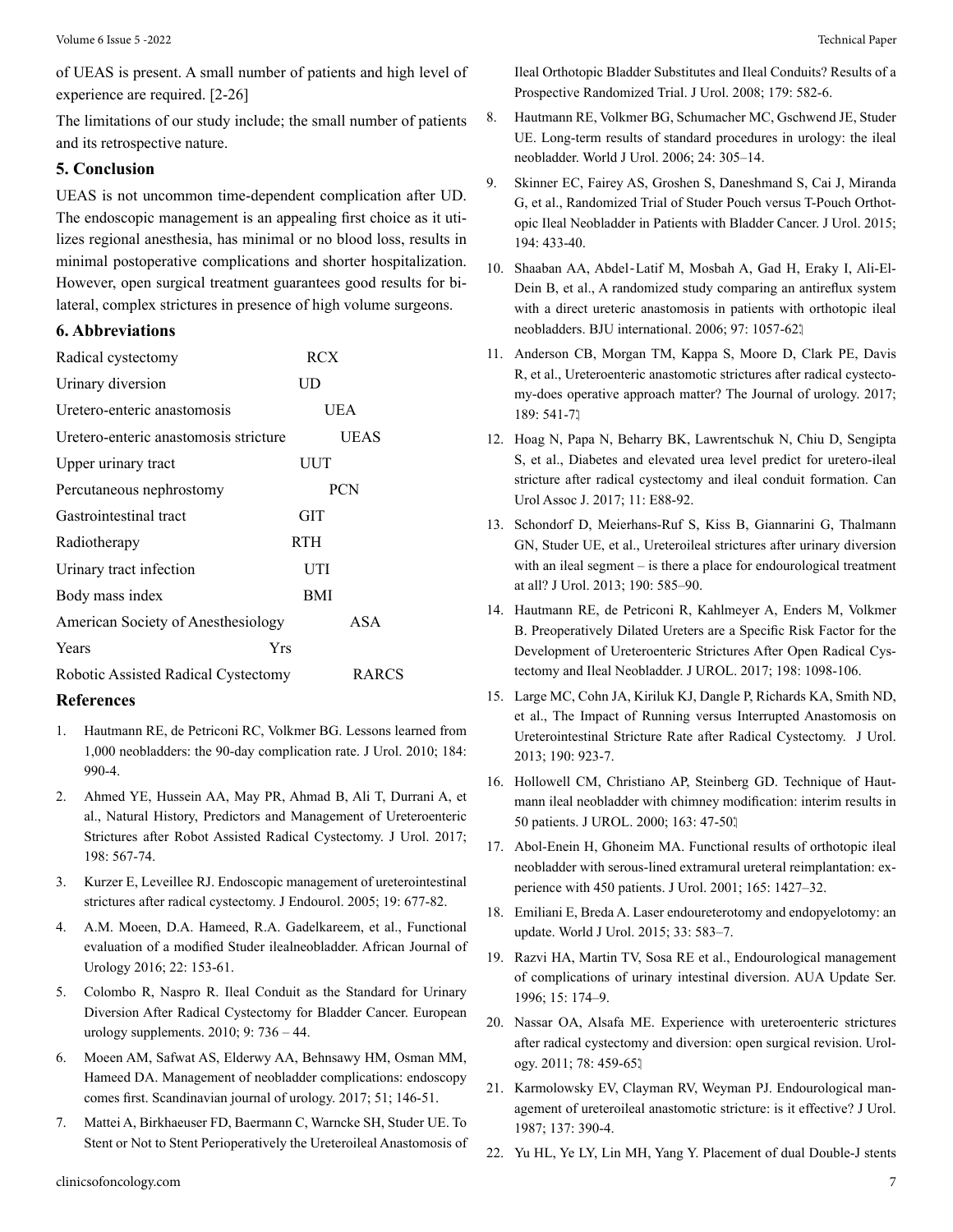of UEAS is present. A small number of patients and high level of experience are required. [2-26]

The limitations of our study include; the small number of patients and its retrospective nature.

## 5. Conclusion

UEAS is not uncommon time-dependent complication after UD. The endoscopic management is an appealing first choice as it utilizes regional anesthesia, has minimal or no blood loss, results in minimal postoperative complications and shorter hospitalization. However, open surgical treatment guarantees good results for bilateral, complex strictures in presence of high volume surgeons.

## 6. Abbreviations

| | |
|---|---|
| Radical cystectomy | RCX |
| Urinary diversion | UD |
| Uretero-enteric anastomosis | UEA |
| Uretero-enteric anastomosis stricture | UEAS |
| Upper urinary tract | UUT |
| Percutaneous nephrostomy | PCN |
| Gastrointestinal tract | GIT |
| Radiotherapy | RTH |
| Urinary tract infection | UTI |
| Body mass index | BMI |
| American Society of Anesthesiology | ASA |
| Years | Yrs |
| Robotic Assisted Radical Cystectomy | RARCS |

## References

1. Hautmann RE, de Petriconi RC, Volkmer BG. Lessons learned from 1,000 neobladders: the 90-day complication rate. J Urol. 2010; 184: 990-4.
2. Ahmed YE, Hussein AA, May PR, Ahmad B, Ali T, Durrani A, et al., Natural History, Predictors and Management of Ureteroenteric Strictures after Robot Assisted Radical Cystectomy. J Urol. 2017; 198: 567-74.
3. Kurzer E, Leveillee RJ. Endoscopic management of ureterointestinal strictures after radical cystectomy. J Endourol. 2005; 19: 677-82.
4. A.M. Moeen, D.A. Hameed, R.A. Gadelkareem, et al., Functional evaluation of a modified Studer ilealneobladder. African Journal of Urology 2016; 22: 153-61.
5. Colombo R, Naspro R. Ileal Conduit as the Standard for Urinary Diversion After Radical Cystectomy for Bladder Cancer. European urology supplements. 2010; 9: 736 – 44.
6. Moeen AM, Safwat AS, Elderwy AA, Behnsawy HM, Osman MM, Hameed DA. Management of neobladder complications: endoscopy comes first. Scandinavian journal of urology. 2017; 51; 146-51.
7. Mattei A, Birkhaeuser FD, Baermann C, Warncke SH, Studer UE. To Stent or Not to Stent Perioperatively the Ureteroileal Anastomosis of Ileal Orthotopic Bladder Substitutes and Ileal Conduits? Results of a Prospective Randomized Trial. J Urol. 2008; 179: 582-6.
8. Hautmann RE, Volkmer BG, Schumacher MC, Gschwend JE, Studer UE. Long-term results of standard procedures in urology: the ileal neobladder. World J Urol. 2006; 24: 305–14.
9. Skinner EC, Fairey AS, Groshen S, Daneshmand S, Cai J, Miranda G, et al., Randomized Trial of Studer Pouch versus T-Pouch Orthotopic Ileal Neobladder in Patients with Bladder Cancer. J Urol. 2015; 194: 433-40.
10. Shaaban AA, Abdel‐Latif M, Mosbah A, Gad H, Eraky I, Ali‐El‐Dein B, et al., A randomized study comparing an antireflux system with a direct ureteric anastomosis in patients with orthotopic ileal neobladders. BJU international. 2006; 97: 1057-62.
11. Anderson CB, Morgan TM, Kappa S, Moore D, Clark PE, Davis R, et al., Ureteroenteric anastomotic strictures after radical cystectomy-does operative approach matter? The Journal of urology. 2017; 189: 541-7.
12. Hoag N, Papa N, Beharry BK, Lawrentschuk N, Chiu D, Sengipta S, et al., Diabetes and elevated urea level predict for uretero-ileal stricture after radical cystectomy and ileal conduit formation. Can Urol Assoc J. 2017; 11: E88-92.
13. Schondorf D, Meierhans-Ruf S, Kiss B, Giannarini G, Thalmann GN, Studer UE, et al., Ureteroileal strictures after urinary diversion with an ileal segment – is there a place for endourological treatment at all? J Urol. 2013; 190: 585–90.
14. Hautmann RE, de Petriconi R, Kahlmeyer A, Enders M, Volkmer B. Preoperatively Dilated Ureters are a Specific Risk Factor for the Development of Ureteroenteric Strictures After Open Radical Cystectomy and Ileal Neobladder. J UROL. 2017; 198: 1098-106.
15. Large MC, Cohn JA, Kiriluk KJ, Dangle P, Richards KA, Smith ND, et al., The Impact of Running versus Interrupted Anastomosis on Ureterointestinal Stricture Rate after Radical Cystectomy. J Urol. 2013; 190: 923-7.
16. Hollowell CM, Christiano AP, Steinberg GD. Technique of Hautmann ileal neobladder with chimney modification: interim results in 50 patients. J UROL. 2000; 163: 47-50.
17. Abol-Enein H, Ghoneim MA. Functional results of orthotopic ileal neobladder with serous-lined extramural ureteral reimplantation: experience with 450 patients. J Urol. 2001; 165: 1427–32.
18. Emiliani E, Breda A. Laser endoureterotomy and endopyelotomy: an update. World J Urol. 2015; 33: 583–7.
19. Razvi HA, Martin TV, Sosa RE et al., Endourological management of complications of urinary intestinal diversion. AUA Update Ser. 1996; 15: 174–9.
20. Nassar OA, Alsafa ME. Experience with ureteroenteric strictures after radical cystectomy and diversion: open surgical revision. Urology. 2011; 78: 459-65.
21. Karmolowsky EV, Clayman RV, Weyman PJ. Endourological management of ureteroileal anastomotic stricture: is it effective? J Urol. 1987; 137: 390-4.
22. Yu HL, Ye LY, Lin MH, Yang Y. Placement of dual Double-J stents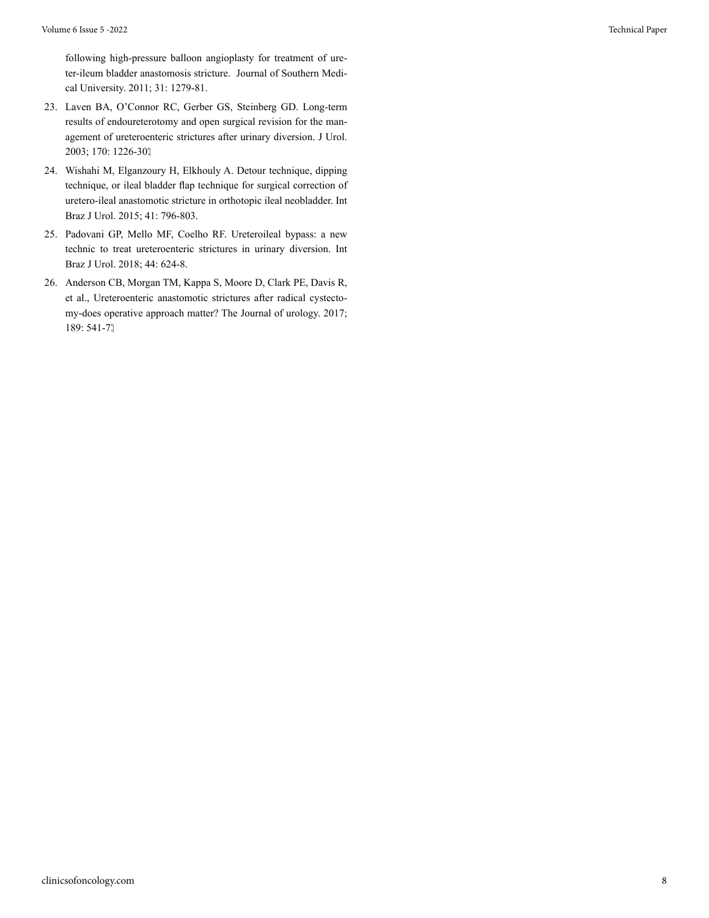following high-pressure balloon angioplasty for treatment of ureter-ileum bladder anastomosis stricture. Journal of Southern Medical University. 2011; 31: 1279-81.

23. Laven BA, O'Connor RC, Gerber GS, Steinberg GD. Long-term results of endoureterotomy and open surgical revision for the management of ureteroenteric strictures after urinary diversion. J Urol. 2003; 170: 1226-30.

24. Wishahi M, Elganzoury H, Elkhouly A. Detour technique, dipping technique, or ileal bladder flap technique for surgical correction of uretero-ileal anastomotic stricture in orthotopic ileal neobladder. Int Braz J Urol. 2015; 41: 796-803.

25. Padovani GP, Mello MF, Coelho RF. Ureteroileal bypass: a new technic to treat ureteroenteric strictures in urinary diversion. Int Braz J Urol. 2018; 44: 624-8.

26. Anderson CB, Morgan TM, Kappa S, Moore D, Clark PE, Davis R, et al., Ureteroenteric anastomotic strictures after radical cystectomy-does operative approach matter? The Journal of urology. 2017; 189: 541-7.